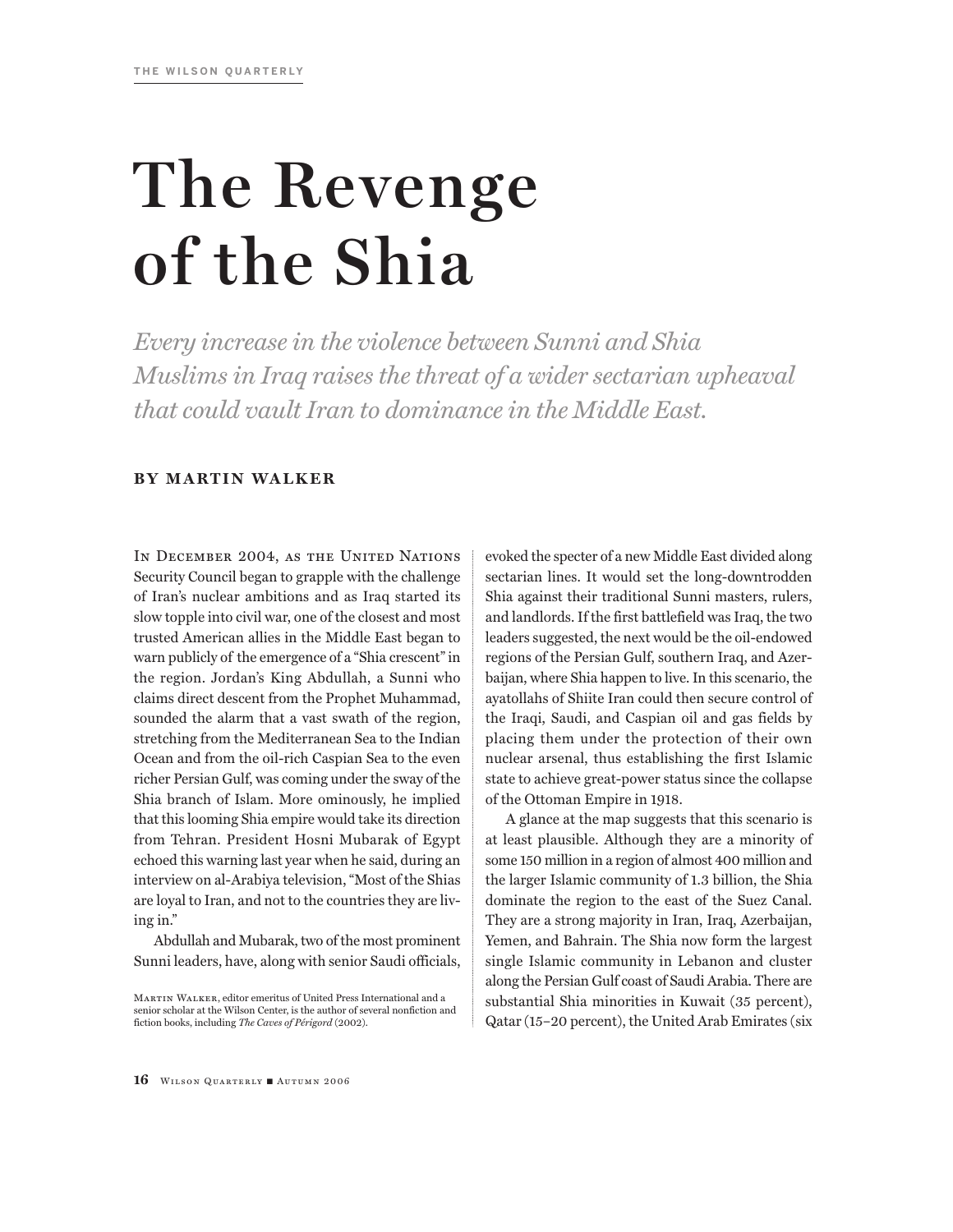# The Revenge of the Shia

*Every increase in the violence between Sunni and Shia Muslims in Iraq raises the threat of a wider sectarian upheaval that could vault Iran to dominance in the Middle East.*

**BY MARTIN WALKER**

In December 2004, as the United Nations Security Council began to grapple with the challenge of Iran's nuclear ambitions and as Iraq started its slow topple into civil war, one of the closest and most trusted American allies in the Middle East began to warn publicly of the emergence of a "Shia crescent" in the region. Jordan's King Abdullah, a Sunni who claims direct descent from the Prophet Muhammad, sounded the alarm that a vast swath of the region, stretching from the Mediterranean Sea to the Indian Ocean and from the oil-rich Caspian Sea to the even richer Persian Gulf, was coming under the sway of the Shia branch of Islam. More ominously, he implied that this looming Shia empire would take its direction from Tehran. President Hosni Mubarak of Egypt echoed this warning last year when he said, during an interview on al-Arabiya television, "Most of the Shias are loyal to Iran, and not to the countries they are living in."

Abdullah and Mubarak, two of the most prominent Sunni leaders, have, along with senior Saudi officials, evoked the specter of a new Middle East divided along sectarian lines. It would set the long-downtrodden Shia against their traditional Sunni masters, rulers, and landlords. If the first battlefield was Iraq, the two leaders suggested, the next would be the oil-endowed regions of the Persian Gulf, southern Iraq, and Azerbaijan, where Shia happen to live. In this scenario, the ayatollahs of Shiite Iran could then secure control of the Iraqi, Saudi, and Caspian oil and gas fields by placing them under the protection of their own nuclear arsenal, thus establishing the first Islamic state to achieve great-power status since the collapse of the Ottoman Empire in 1918.

A glance at the map suggests that this scenario is at least plausible. Although they are a minority of some 150 million in a region of almost 400 million and the larger Islamic community of 1.3 billion, the Shia dominate the region to the east of the Suez Canal. They are a strong majority in Iran, Iraq, Azerbaijan, Yemen, and Bahrain. The Shia now form the largest single Islamic community in Lebanon and cluster along the Persian Gulf coast of Saudi Arabia. There are substantial Shia minorities in Kuwait (35 percent), Qatar (15–20 percent), the United Arab Emirates (six

Martin Walker, editor emeritus of United Press International and a senior scholar at the Wilson Center, is the author of several nonfiction and fiction books, including *The Caves of Périgord* (2002).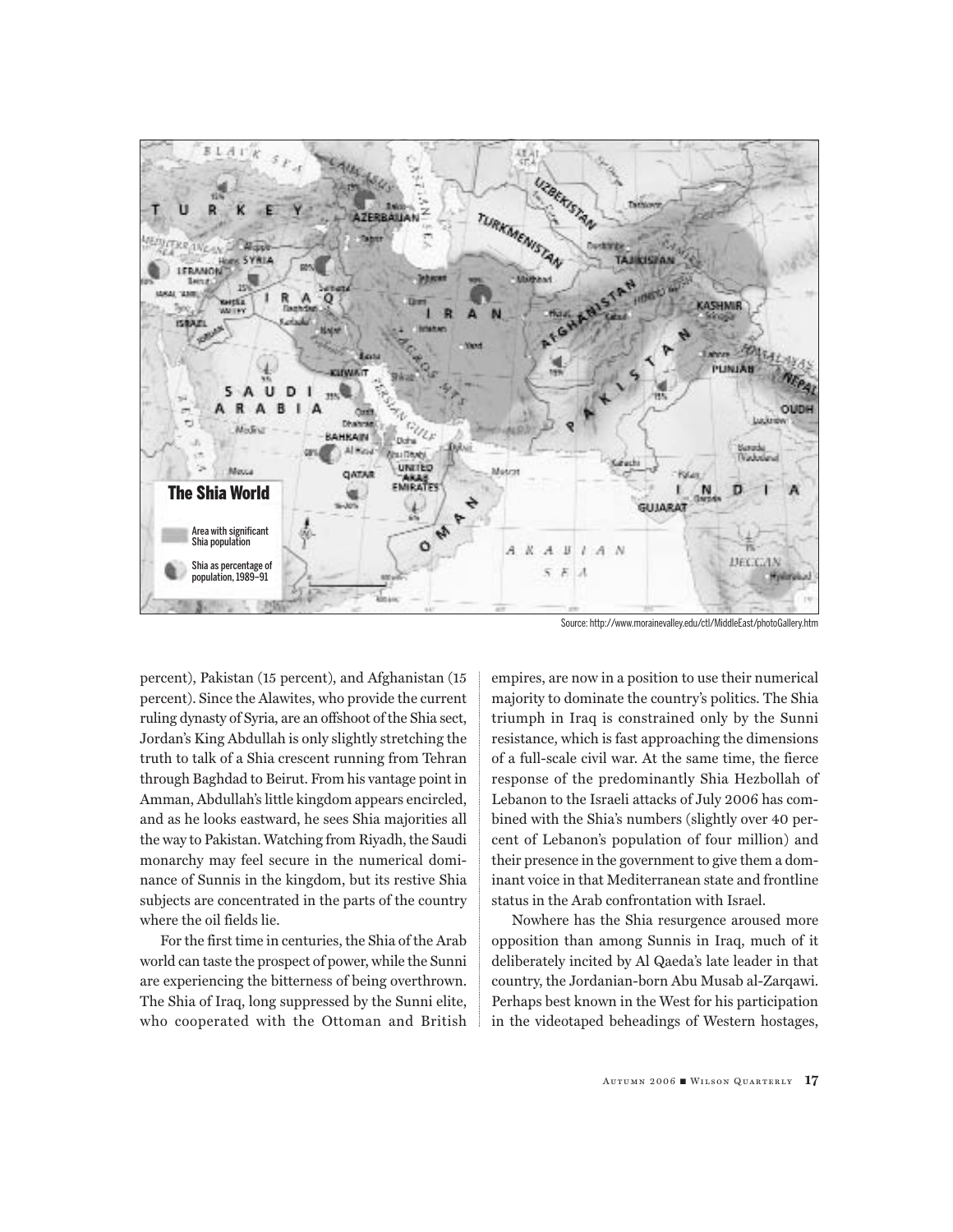**The Shia World**

Area with significant Shia population

Shia as percentage of population, 1989–91

Source: http://www.morainevalley.edu/ctl/MiddleEast/photoGallery.htm

percent), Pakistan (15 percent), and Afghanistan (15 percent). Since the Alawites, who provide the current ruling dynasty of Syria, are an offshoot of the Shia sect, Jordan's King Abdullah is only slightly stretching the truth to talk of a Shia crescent running from Tehran through Baghdad to Beirut. From his vantage point in Amman, Abdullah's little kingdom appears encircled, and as he looks eastward, he sees Shia majorities all the way to Pakistan. Watching from Riyadh, the Saudi monarchy may feel secure in the numerical dominance of Sunnis in the kingdom, but its restive Shia subjects are concentrated in the parts of the country where the oil fields lie.

For the first time in centuries, the Shia of the Arab world can taste the prospect of power, while the Sunni are experiencing the bitterness of being overthrown. The Shia of Iraq, long suppressed by the Sunni elite, who cooperated with the Ottoman and British empires, are now in a position to use their numerical majority to dominate the country's politics. The Shia triumph in Iraq is constrained only by the Sunni resistance, which is fast approaching the dimensions of a full-scale civil war. At the same time, the fierce response of the predominantly Shia Hezbollah of Lebanon to the Israeli attacks of July 2006 has combined with the Shia's numbers (slightly over 40 percent of Lebanon's population of four million) and their presence in the government to give them a dominant voice in that Mediterranean state and frontline status in the Arab confrontation with Israel.

Nowhere has the Shia resurgence aroused more opposition than among Sunnis in Iraq, much of it deliberately incited by Al Qaeda's late leader in that country, the Jordanian-born Abu Musab al-Zarqawi. Perhaps best known in the West for his participation in the videotaped beheadings of Western hostages,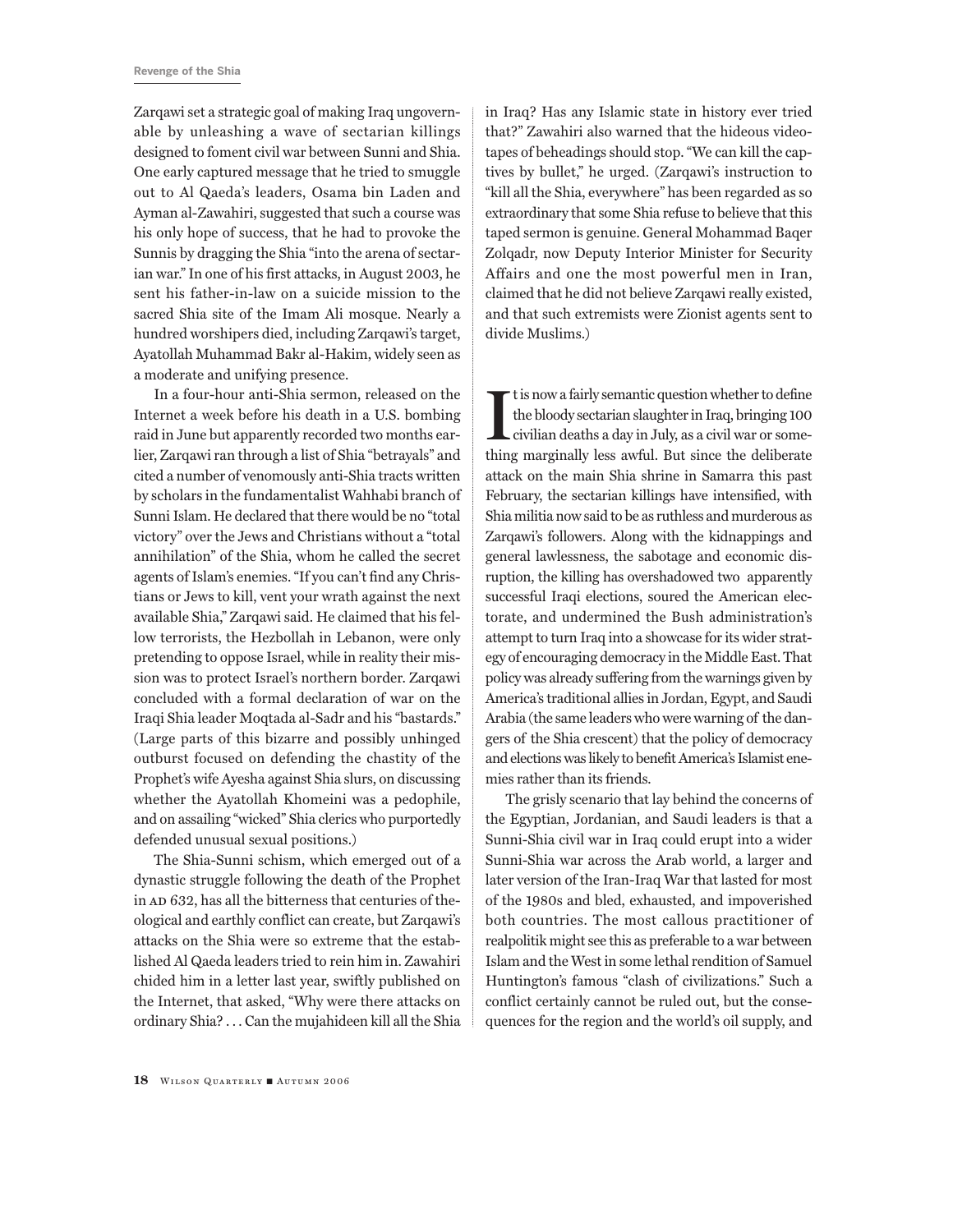Zarqawi set a strategic goal of making Iraq ungovernable by unleashing a wave of sectarian killings designed to foment civil war between Sunni and Shia. One early captured message that he tried to smuggle out to Al Qaeda's leaders, Osama bin Laden and Ayman al-Zawahiri, suggested that such a course was his only hope of success, that he had to provoke the Sunnis by dragging the Shia "into the arena of sectarian war." In one of his first attacks, in August 2003, he sent his father-in-law on a suicide mission to the sacred Shia site of the Imam Ali mosque. Nearly a hundred worshipers died, including Zarqawi's target, Ayatollah Muhammad Bakr al-Hakim, widely seen as a moderate and unifying presence.

In a four-hour anti-Shia sermon, released on the Internet a week before his death in a U.S. bombing raid in June but apparently recorded two months earlier, Zarqawi ran through a list of Shia "betrayals" and cited a number of venomously anti-Shia tracts written by scholars in the fundamentalist Wahhabi branch of Sunni Islam. He declared that there would be no "total victory" over the Jews and Christians without a "total annihilation" of the Shia, whom he called the secret agents of Islam's enemies. "If you can't find any Christians or Jews to kill, vent your wrath against the next available Shia," Zarqawi said. He claimed that his fellow terrorists, the Hezbollah in Lebanon, were only pretending to oppose Israel, while in reality their mission was to protect Israel's northern border. Zarqawi concluded with a formal declaration of war on the Iraqi Shia leader Moqtada al-Sadr and his "bastards." (Large parts of this bizarre and possibly unhinged outburst focused on defending the chastity of the Prophet's wife Ayesha against Shia slurs, on discussing whether the Ayatollah Khomeini was a pedophile, and on assailing "wicked" Shia clerics who purportedly defended unusual sexual positions.)

The Shia-Sunni schism, which emerged out of a dynastic struggle following the death of the Prophet in AD 632, has all the bitterness that centuries of theological and earthly conflict can create, but Zarqawi's attacks on the Shia were so extreme that the established Al Qaeda leaders tried to rein him in. Zawahiri chided him in a letter last year, swiftly published on the Internet, that asked, "Why were there attacks on ordinary Shia? . . . Can the mujahideen kill all the Shia in Iraq? Has any Islamic state in history ever tried that?" Zawahiri also warned that the hideous videotapes of beheadings should stop. "We can kill the captives by bullet," he urged. (Zarqawi's instruction to "kill all the Shia, everywhere" has been regarded as so extraordinary that some Shia refuse to believe that this taped sermon is genuine. General Mohammad Baqer Zolqadr, now Deputy Interior Minister for Security Affairs and one the most powerful men in Iran, claimed that he did not believe Zarqawi really existed, and that such extremists were Zionist agents sent to divide Muslims.)

It is now a fairly semantic question whether to define the bloody sectarian slaughter in Iraq, bringing 100 civilian deaths a day in July, as a civil war or something marginally less awful. But since the deliberate attack on the main Shia shrine in Samarra this past February, the sectarian killings have intensified, with Shia militia now said to be as ruthless and murderous as Zarqawi's followers. Along with the kidnappings and general lawlessness, the sabotage and economic disruption, the killing has overshadowed two apparently successful Iraqi elections, soured the American electorate, and undermined the Bush administration's attempt to turn Iraq into a showcase for its wider strategy of encouraging democracy in the Middle East. That policy was already suffering from the warnings given by America's traditional allies in Jordan, Egypt, and Saudi Arabia (the same leaders who were warning of the dangers of the Shia crescent) that the policy of democracy and elections was likely to benefit America's Islamist enemies rather than its friends.

The grisly scenario that lay behind the concerns of the Egyptian, Jordanian, and Saudi leaders is that a Sunni-Shia civil war in Iraq could erupt into a wider Sunni-Shia war across the Arab world, a larger and later version of the Iran-Iraq War that lasted for most of the 1980s and bled, exhausted, and impoverished both countries. The most callous practitioner of realpolitik might see this as preferable to a war between Islam and the West in some lethal rendition of Samuel Huntington's famous "clash of civilizations." Such a conflict certainly cannot be ruled out, but the consequences for the region and the world's oil supply, and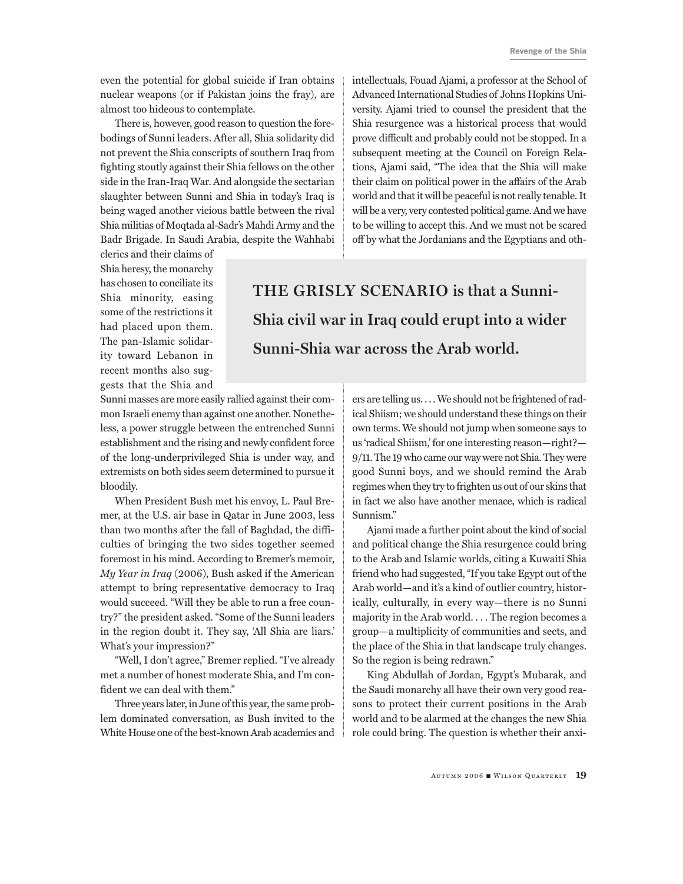even the potential for global suicide if Iran obtains nuclear weapons (or if Pakistan joins the fray), are almost too hideous to contemplate.

There is, however, good reason to question the forebodings of Sunni leaders. After all, Shia solidarity did not prevent the Shia conscripts of southern Iraq from fighting stoutly against their Shia fellows on the other side in the Iran-Iraq War. And alongside the sectarian slaughter between Sunni and Shia in today's Iraq is being waged another vicious battle between the rival Shia militias of Moqtada al-Sadr's Mahdi Army and the Badr Brigade. In Saudi Arabia, despite the Wahhabi clerics and their claims of Shia heresy, the monarchy has chosen to conciliate its Shia minority, easing some of the restrictions it had placed upon them. The pan-Islamic solidarity toward Lebanon in recent months also suggests that the Shia and Sunni masses are more easily rallied against their common Israeli enemy than against one another. Nonetheless, a power struggle between the entrenched Sunni establishment and the rising and newly confident force of the long-underprivileged Shia is under way, and extremists on both sides seem determined to pursue it bloodily.

When President Bush met his envoy, L. Paul Bremer, at the U.S. air base in Qatar in June 2003, less than two months after the fall of Baghdad, the difficulties of bringing the two sides together seemed foremost in his mind. According to Bremer's memoir, *My Year in Iraq* (2006), Bush asked if the American attempt to bring representative democracy to Iraq would succeed. "Will they be able to run a free country?" the president asked. "Some of the Sunni leaders in the region doubt it. They say, 'All Shia are liars.' What's your impression?"

"Well, I don't agree," Bremer replied. "I've already met a number of honest moderate Shia, and I'm confident we can deal with them."

Three years later, in June of this year, the same problem dominated conversation, as Bush invited to the White House one of the best-known Arab academics and intellectuals, Fouad Ajami, a professor at the School of Advanced International Studies of Johns Hopkins University. Ajami tried to counsel the president that the Shia resurgence was a historical process that would prove difficult and probably could not be stopped. In a subsequent meeting at the Council on Foreign Relations, Ajami said, "The idea that the Shia will make their claim on political power in the affairs of the Arab world and that it will be peaceful is not really tenable. It will be a very, very contested political game. And we have to be willing to accept this. And we must not be scared off by what the Jordanians and the Egyptians and others are telling us. . . . We should not be frightened of radical Shiism; we should understand these things on their own terms. We should not jump when someone says to us 'radical Shiism,' for one interesting reason—right?—9/11. The 19 who came our way were not Shia. They were good Sunni boys, and we should remind the Arab regimes when they try to frighten us out of our skins that in fact we also have another menace, which is radical Sunnism."

**THE GRISLY SCENARIO is that a Sunni-Shia civil war in Iraq could erupt into a wider Sunni-Shia war across the Arab world.**

Ajami made a further point about the kind of social and political change the Shia resurgence could bring to the Arab and Islamic worlds, citing a Kuwaiti Shia friend who had suggested, "If you take Egypt out of the Arab world—and it's a kind of outlier country, historically, culturally, in every way—there is no Sunni majority in the Arab world. . . . The region becomes a group—a multiplicity of communities and sects, and the place of the Shia in that landscape truly changes. So the region is being redrawn."

King Abdullah of Jordan, Egypt's Mubarak, and the Saudi monarchy all have their own very good reasons to protect their current positions in the Arab world and to be alarmed at the changes the new Shia role could bring. The question is whether their anxi-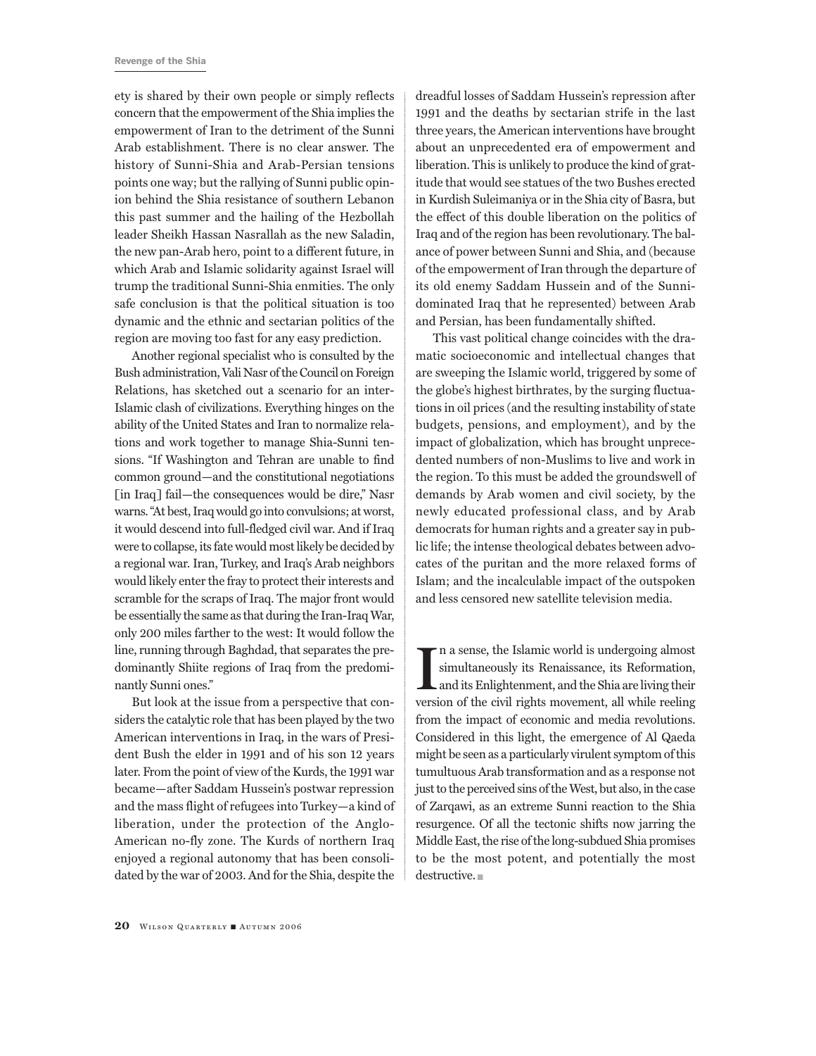ety is shared by their own people or simply reflects concern that the empowerment of the Shia implies the empowerment of Iran to the detriment of the Sunni Arab establishment. There is no clear answer. The history of Sunni-Shia and Arab-Persian tensions points one way; but the rallying of Sunni public opinion behind the Shia resistance of southern Lebanon this past summer and the hailing of the Hezbollah leader Sheikh Hassan Nasrallah as the new Saladin, the new pan-Arab hero, point to a different future, in which Arab and Islamic solidarity against Israel will trump the traditional Sunni-Shia enmities. The only safe conclusion is that the political situation is too dynamic and the ethnic and sectarian politics of the region are moving too fast for any easy prediction.

Another regional specialist who is consulted by the Bush administration, Vali Nasr of the Council on Foreign Relations, has sketched out a scenario for an inter-Islamic clash of civilizations. Everything hinges on the ability of the United States and Iran to normalize relations and work together to manage Shia-Sunni tensions. "If Washington and Tehran are unable to find common ground—and the constitutional negotiations [in Iraq] fail—the consequences would be dire," Nasr warns. "At best, Iraq would go into convulsions; at worst, it would descend into full-fledged civil war. And if Iraq were to collapse, its fate would most likely be decided by a regional war. Iran, Turkey, and Iraq's Arab neighbors would likely enter the fray to protect their interests and scramble for the scraps of Iraq. The major front would be essentially the same as that during the Iran-Iraq War, only 200 miles farther to the west: It would follow the line, running through Baghdad, that separates the predominantly Shiite regions of Iraq from the predominantly Sunni ones."

But look at the issue from a perspective that considers the catalytic role that has been played by the two American interventions in Iraq, in the wars of President Bush the elder in 1991 and of his son 12 years later. From the point of view of the Kurds, the 1991 war became—after Saddam Hussein's postwar repression and the mass flight of refugees into Turkey—a kind of liberation, under the protection of the Anglo-American no-fly zone. The Kurds of northern Iraq enjoyed a regional autonomy that has been consolidated by the war of 2003. And for the Shia, despite the dreadful losses of Saddam Hussein's repression after 1991 and the deaths by sectarian strife in the last three years, the American interventions have brought about an unprecedented era of empowerment and liberation. This is unlikely to produce the kind of gratitude that would see statues of the two Bushes erected in Kurdish Suleimaniya or in the Shia city of Basra, but the effect of this double liberation on the politics of Iraq and of the region has been revolutionary. The balance of power between Sunni and Shia, and (because of the empowerment of Iran through the departure of its old enemy Saddam Hussein and of the Sunni-dominated Iraq that he represented) between Arab and Persian, has been fundamentally shifted.

This vast political change coincides with the dramatic socioeconomic and intellectual changes that are sweeping the Islamic world, triggered by some of the globe's highest birthrates, by the surging fluctuations in oil prices (and the resulting instability of state budgets, pensions, and employment), and by the impact of globalization, which has brought unprecedented numbers of non-Muslims to live and work in the region. To this must be added the groundswell of demands by Arab women and civil society, by the newly educated professional class, and by Arab democrats for human rights and a greater say in public life; the intense theological debates between advocates of the puritan and the more relaxed forms of Islam; and the incalculable impact of the outspoken and less censored new satellite television media.

In a sense, the Islamic world is undergoing almost simultaneously its Renaissance, its Reformation, and its Enlightenment, and the Shia are living their version of the civil rights movement, all while reeling from the impact of economic and media revolutions. Considered in this light, the emergence of Al Qaeda might be seen as a particularly virulent symptom of this tumultuous Arab transformation and as a response not just to the perceived sins of the West, but also, in the case of Zarqawi, as an extreme Sunni reaction to the Shia resurgence. Of all the tectonic shifts now jarring the Middle East, the rise of the long-subdued Shia promises to be the most potent, and potentially the most destructive. ■